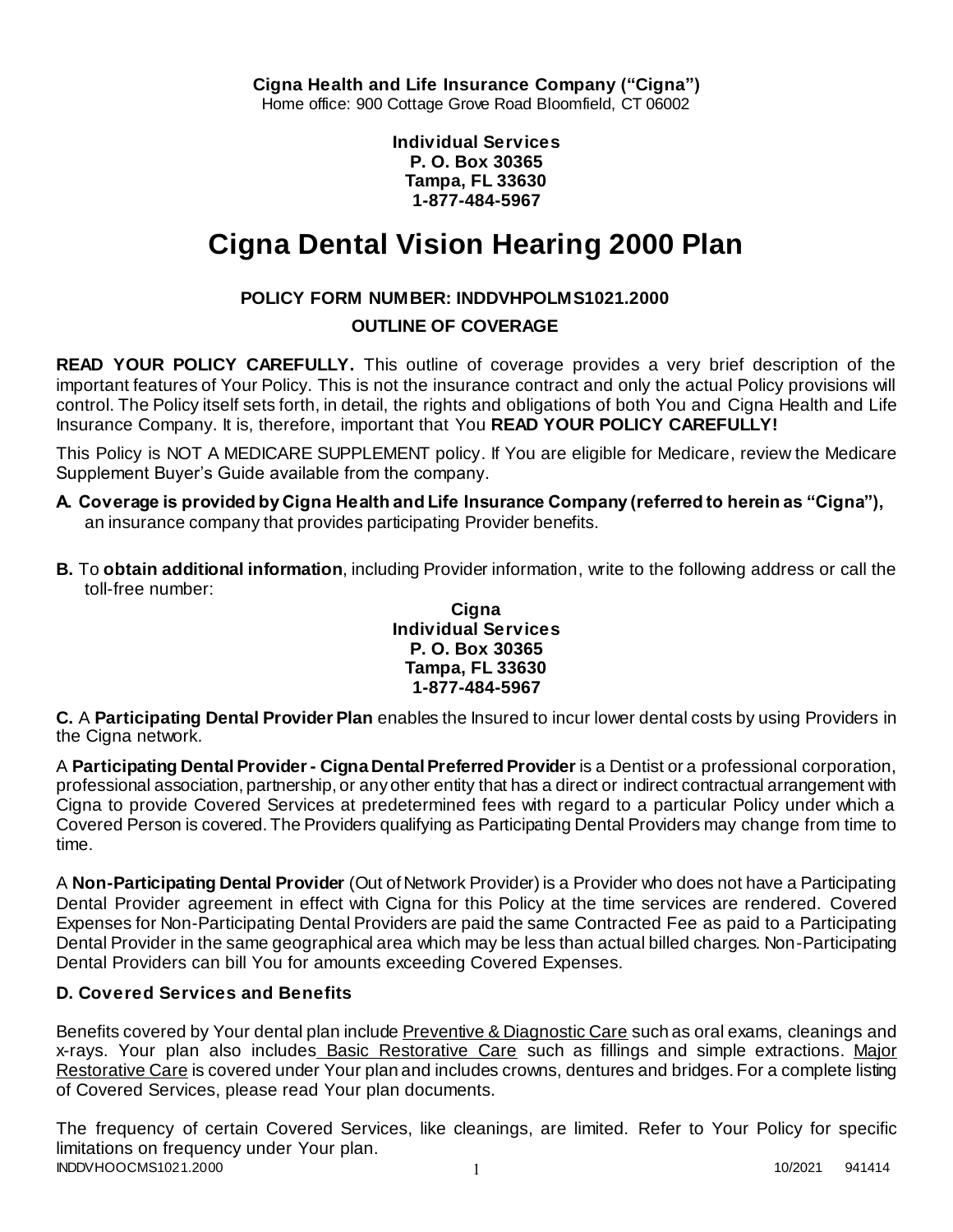**Cigna Health and Life Insurance Company ("Cigna")**
Home office: 900 Cottage Grove Road Bloomfield, CT 06002

**Individual Services**
**P. O. Box 30365**
**Tampa, FL 33630**
**1-877-484-5967**

# Cigna Dental Vision Hearing 2000 Plan

**POLICY FORM NUMBER: INDDVHPOLMS1021.2000**

**OUTLINE OF COVERAGE**

**READ YOUR POLICY CAREFULLY.** This outline of coverage provides a very brief description of the important features of Your Policy. This is not the insurance contract and only the actual Policy provisions will control. The Policy itself sets forth, in detail, the rights and obligations of both You and Cigna Health and Life Insurance Company. It is, therefore, important that You **READ YOUR POLICY CAREFULLY!**

This Policy is NOT A MEDICARE SUPPLEMENT policy. If You are eligible for Medicare, review the Medicare Supplement Buyer's Guide available from the company.

**A. Coverage is provided by Cigna Health and Life Insurance Company (referred to herein as "Cigna"),** an insurance company that provides participating Provider benefits.

**B.** To **obtain additional information**, including Provider information, write to the following address or call the toll-free number:

**Cigna**
**Individual Services**
**P. O. Box 30365**
**Tampa, FL 33630**
**1-877-484-5967**

**C.** A **Participating Dental Provider Plan** enables the Insured to incur lower dental costs by using Providers in the Cigna network.

A **Participating Dental Provider - Cigna Dental Preferred Provider** is a Dentist or a professional corporation, professional association, partnership, or any other entity that has a direct or indirect contractual arrangement with Cigna to provide Covered Services at predetermined fees with regard to a particular Policy under which a Covered Person is covered. The Providers qualifying as Participating Dental Providers may change from time to time.

A **Non-Participating Dental Provider** (Out of Network Provider) is a Provider who does not have a Participating Dental Provider agreement in effect with Cigna for this Policy at the time services are rendered. Covered Expenses for Non-Participating Dental Providers are paid the same Contracted Fee as paid to a Participating Dental Provider in the same geographical area which may be less than actual billed charges. Non-Participating Dental Providers can bill You for amounts exceeding Covered Expenses.

### D. Covered Services and Benefits

Benefits covered by Your dental plan include Preventive & Diagnostic Care such as oral exams, cleanings and x-rays. Your plan also includes Basic Restorative Care such as fillings and simple extractions. Major Restorative Care is covered under Your plan and includes crowns, dentures and bridges. For a complete listing of Covered Services, please read Your plan documents.

The frequency of certain Covered Services, like cleanings, are limited. Refer to Your Policy for specific limitations on frequency under Your plan.

INDDVHOOCMS1021.2000 10/2021 941414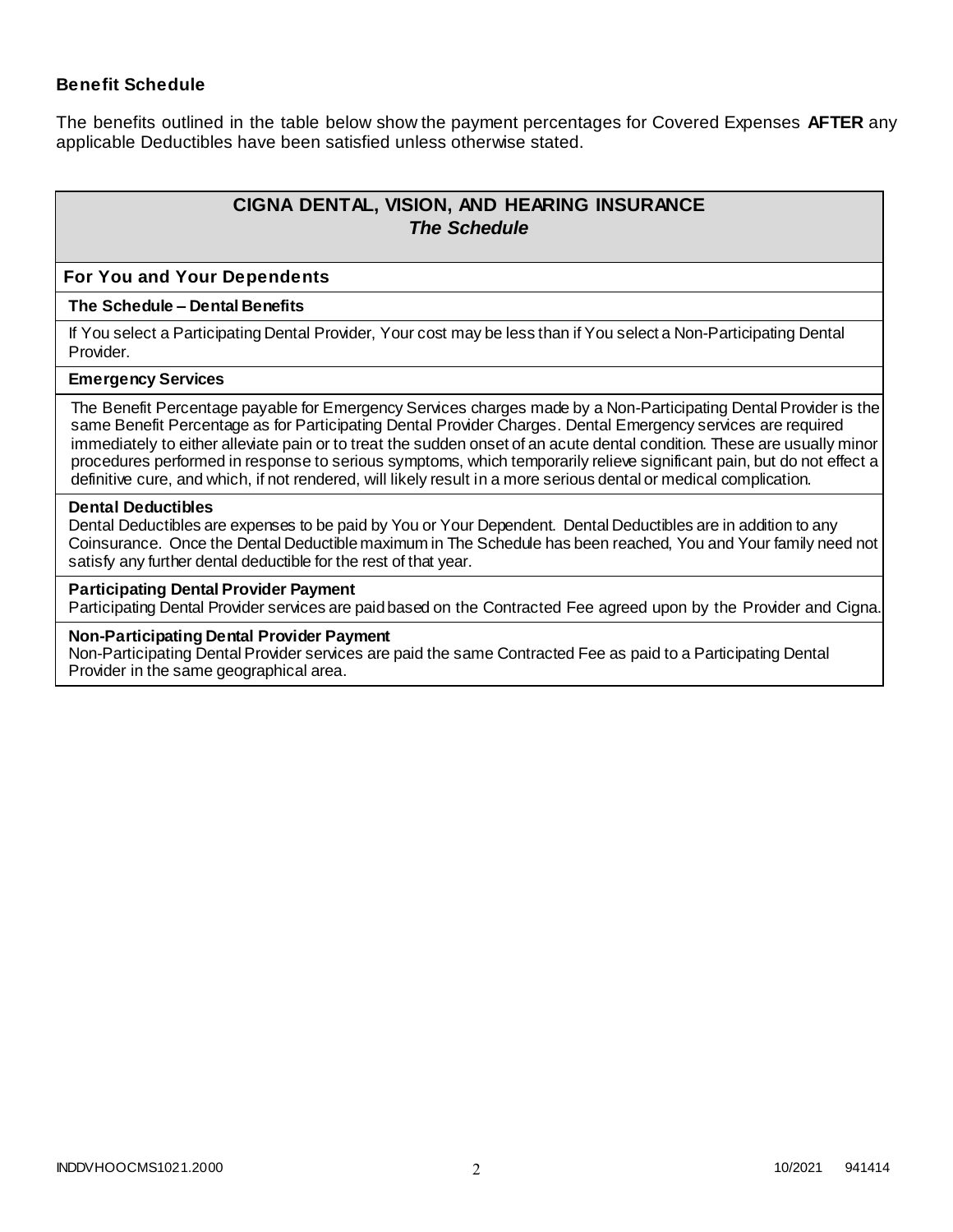### Benefit Schedule

The benefits outlined in the table below show the payment percentages for Covered Expenses **AFTER** any applicable Deductibles have been satisfied unless otherwise stated.

## CIGNA DENTAL, VISION, AND HEARING INSURANCE
### *The Schedule*

**For You and Your Dependents**

**The Schedule – Dental Benefits**

If You select a Participating Dental Provider, Your cost may be less than if You select a Non-Participating Dental Provider.

**Emergency Services**

The Benefit Percentage payable for Emergency Services charges made by a Non-Participating Dental Provider is the same Benefit Percentage as for Participating Dental Provider Charges. Dental Emergency services are required immediately to either alleviate pain or to treat the sudden onset of an acute dental condition. These are usually minor procedures performed in response to serious symptoms, which temporarily relieve significant pain, but do not effect a definitive cure, and which, if not rendered, will likely result in a more serious dental or medical complication.

**Dental Deductibles**

Dental Deductibles are expenses to be paid by You or Your Dependent. Dental Deductibles are in addition to any Coinsurance. Once the Dental Deductible maximum in The Schedule has been reached, You and Your family need not satisfy any further dental deductible for the rest of that year.

**Participating Dental Provider Payment**

Participating Dental Provider services are paid based on the Contracted Fee agreed upon by the Provider and Cigna.

**Non-Participating Dental Provider Payment**

Non-Participating Dental Provider services are paid the same Contracted Fee as paid to a Participating Dental Provider in the same geographical area.

INDDVHOOCMS1021.2000 10/2021 941414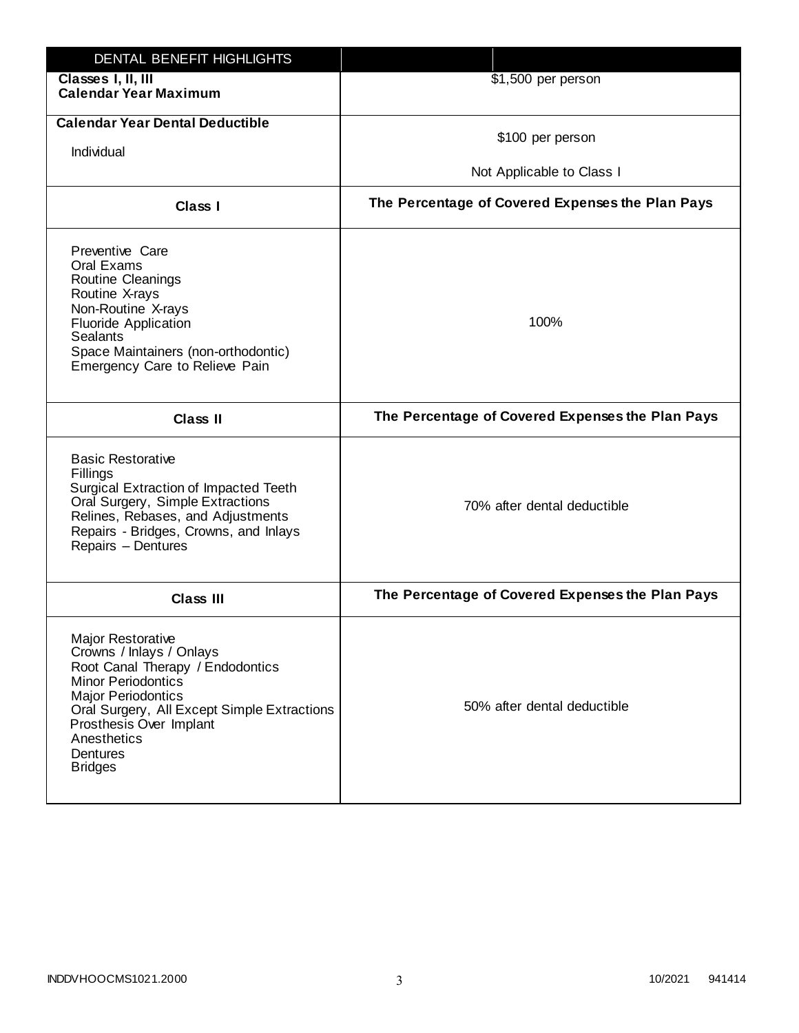| DENTAL BENEFIT HIGHLIGHTS | |
|---|---|
| **Classes I, II, III**<br>**Calendar Year Maximum** | $1,500 per person |
| **Calendar Year Dental Deductible**<br>Individual | $100 per person<br>Not Applicable to Class I |
| **Class I** | **The Percentage of Covered Expenses the Plan Pays** |
| Preventive Care<br>Oral Exams<br>Routine Cleanings<br>Routine X-rays<br>Non-Routine X-rays<br>Fluoride Application<br>Sealants<br>Space Maintainers (non-orthodontic)<br>Emergency Care to Relieve Pain | 100% |
| **Class II** | **The Percentage of Covered Expenses the Plan Pays** |
| Basic Restorative<br>Fillings<br>Surgical Extraction of Impacted Teeth<br>Oral Surgery, Simple Extractions<br>Relines, Rebases, and Adjustments<br>Repairs - Bridges, Crowns, and Inlays<br>Repairs – Dentures | 70% after dental deductible |
| **Class III** | **The Percentage of Covered Expenses the Plan Pays** |
| Major Restorative<br>Crowns / Inlays / Onlays<br>Root Canal Therapy / Endodontics<br>Minor Periodontics<br>Major Periodontics<br>Oral Surgery, All Except Simple Extractions<br>Prosthesis Over Implant<br>Anesthetics<br>Dentures<br>Bridges | 50% after dental deductible |

INDDVHOOCMS1021.2000 10/2021 941414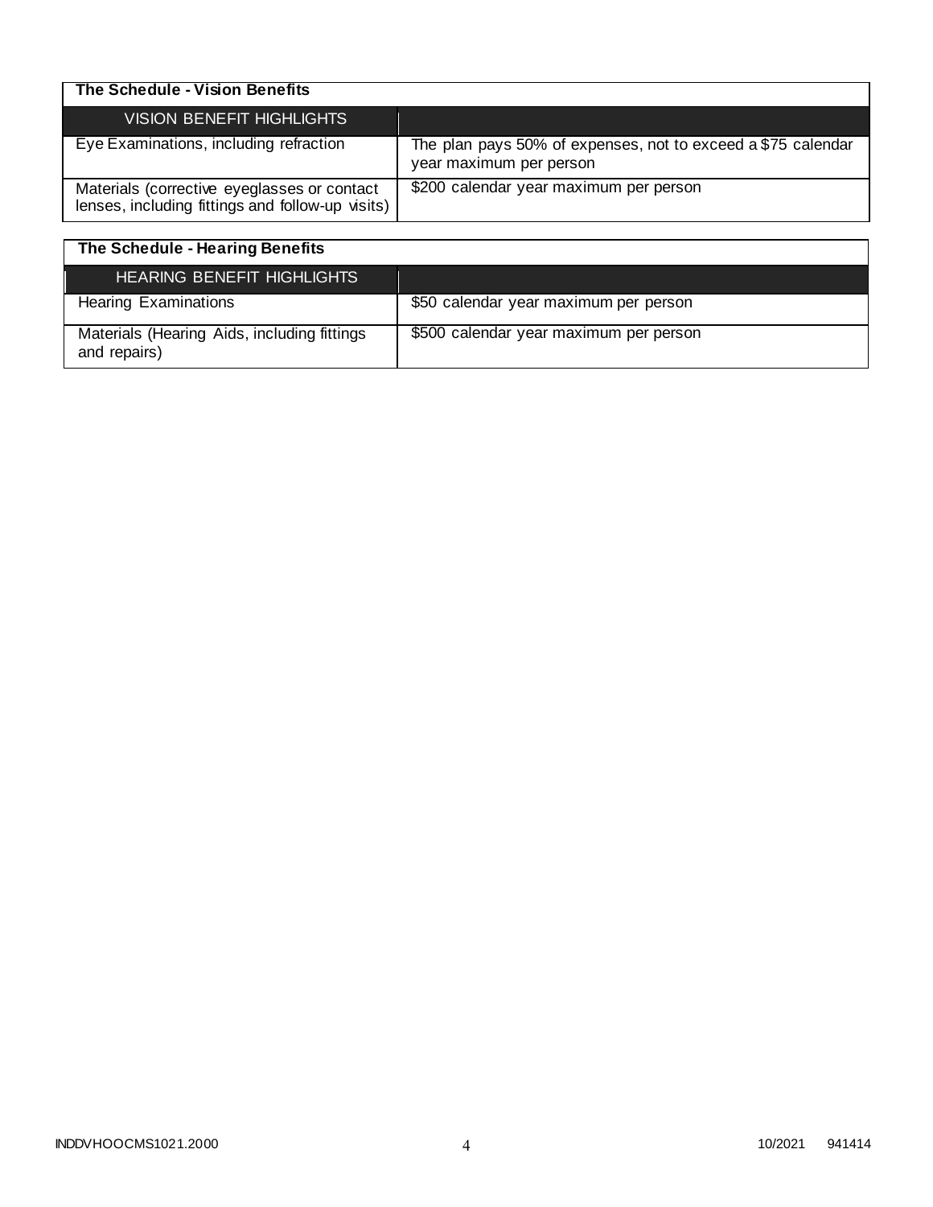| The Schedule - Vision Benefits | |
|---|---|
| VISION BENEFIT HIGHLIGHTS | |
| Eye Examinations, including refraction | The plan pays 50% of expenses, not to exceed a $75 calendar year maximum per person |
| Materials (corrective eyeglasses or contact lenses, including fittings and follow-up visits) | $200 calendar year maximum per person |

| The Schedule - Hearing Benefits | |
|---|---|
| HEARING BENEFIT HIGHLIGHTS | |
| Hearing Examinations | $50 calendar year maximum per person |
| Materials (Hearing Aids, including fittings and repairs) | $500 calendar year maximum per person |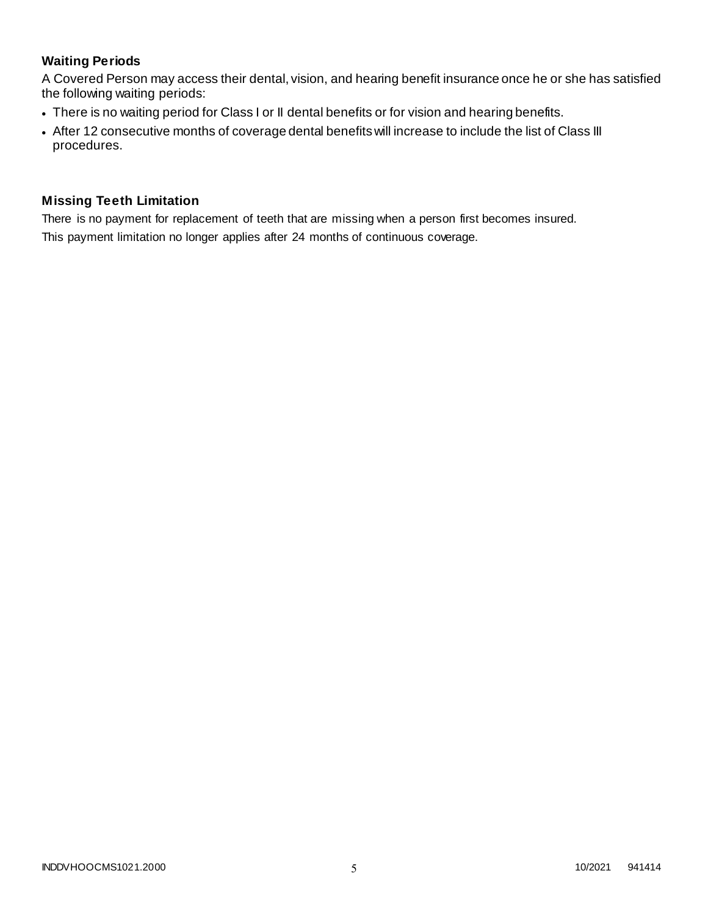### Waiting Periods

A Covered Person may access their dental, vision, and hearing benefit insurance once he or she has satisfied the following waiting periods:

- There is no waiting period for Class I or II dental benefits or for vision and hearing benefits.
- After 12 consecutive months of coverage dental benefits will increase to include the list of Class III procedures.

### Missing Teeth Limitation

There is no payment for replacement of teeth that are missing when a person first becomes insured.

This payment limitation no longer applies after 24 months of continuous coverage.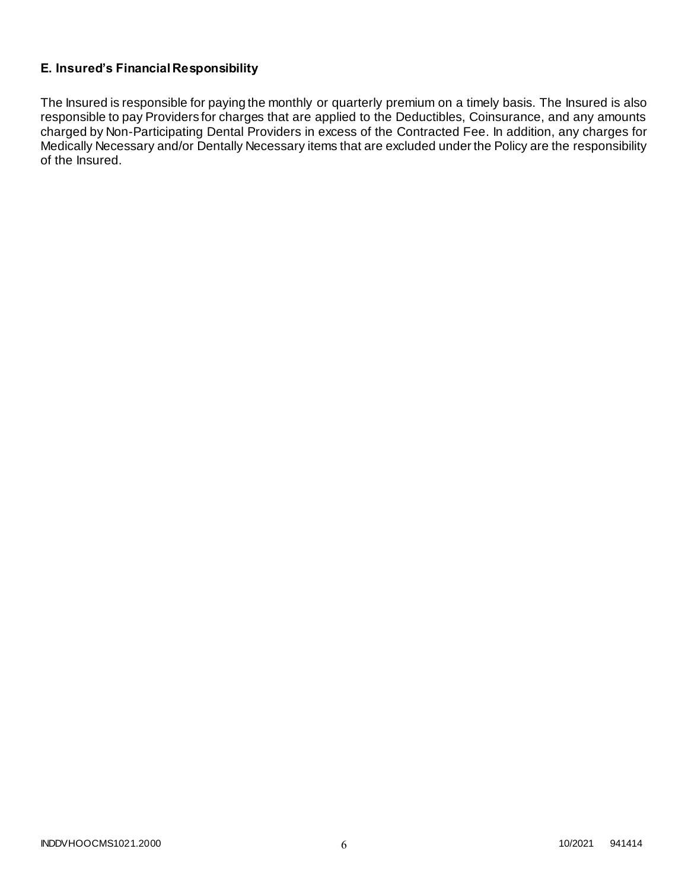### E. Insured's Financial Responsibility

The Insured is responsible for paying the monthly or quarterly premium on a timely basis. The Insured is also responsible to pay Providers for charges that are applied to the Deductibles, Coinsurance, and any amounts charged by Non-Participating Dental Providers in excess of the Contracted Fee. In addition, any charges for Medically Necessary and/or Dentally Necessary items that are excluded under the Policy are the responsibility of the Insured.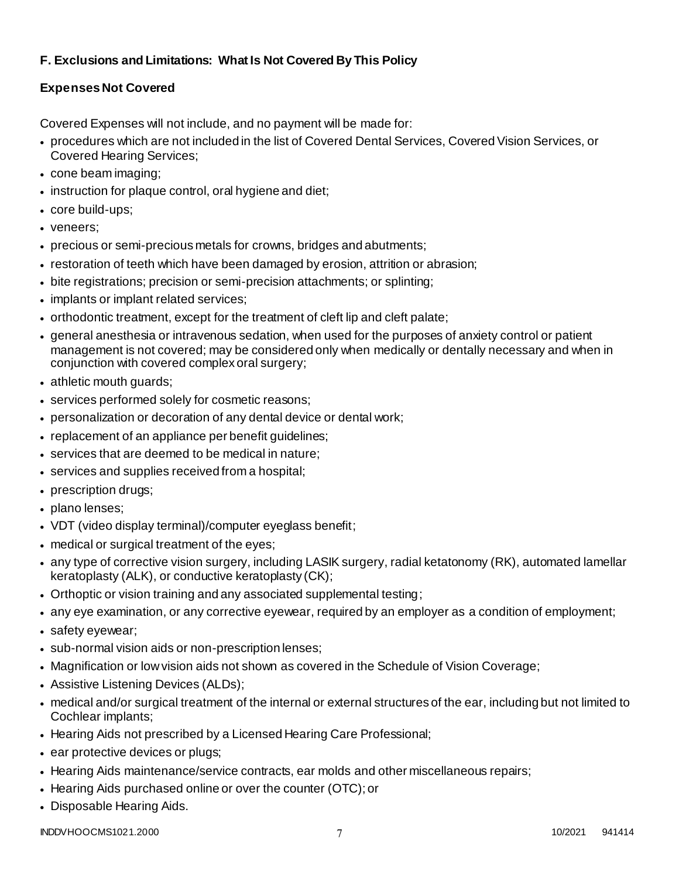## F. Exclusions and Limitations: What Is Not Covered By This Policy

### Expenses Not Covered

Covered Expenses will not include, and no payment will be made for:

- procedures which are not included in the list of Covered Dental Services, Covered Vision Services, or Covered Hearing Services;
- cone beam imaging;
- instruction for plaque control, oral hygiene and diet;
- core build-ups;
- veneers;
- precious or semi-precious metals for crowns, bridges and abutments;
- restoration of teeth which have been damaged by erosion, attrition or abrasion;
- bite registrations; precision or semi-precision attachments; or splinting;
- implants or implant related services;
- orthodontic treatment, except for the treatment of cleft lip and cleft palate;
- general anesthesia or intravenous sedation, when used for the purposes of anxiety control or patient management is not covered; may be considered only when medically or dentally necessary and when in conjunction with covered complex oral surgery;
- athletic mouth guards;
- services performed solely for cosmetic reasons;
- personalization or decoration of any dental device or dental work;
- replacement of an appliance per benefit guidelines;
- services that are deemed to be medical in nature;
- services and supplies received from a hospital;
- prescription drugs;
- plano lenses;
- VDT (video display terminal)/computer eyeglass benefit;
- medical or surgical treatment of the eyes;
- any type of corrective vision surgery, including LASIK surgery, radial ketatonomy (RK), automated lamellar keratoplasty (ALK), or conductive keratoplasty (CK);
- Orthoptic or vision training and any associated supplemental testing;
- any eye examination, or any corrective eyewear, required by an employer as a condition of employment;
- safety eyewear;
- sub-normal vision aids or non-prescription lenses;
- Magnification or low vision aids not shown as covered in the Schedule of Vision Coverage;
- Assistive Listening Devices (ALDs);
- medical and/or surgical treatment of the internal or external structures of the ear, including but not limited to Cochlear implants;
- Hearing Aids not prescribed by a Licensed Hearing Care Professional;
- ear protective devices or plugs;
- Hearing Aids maintenance/service contracts, ear molds and other miscellaneous repairs;
- Hearing Aids purchased online or over the counter (OTC); or
- Disposable Hearing Aids.

INDDVHOOCMS1021.2000 10/2021 941414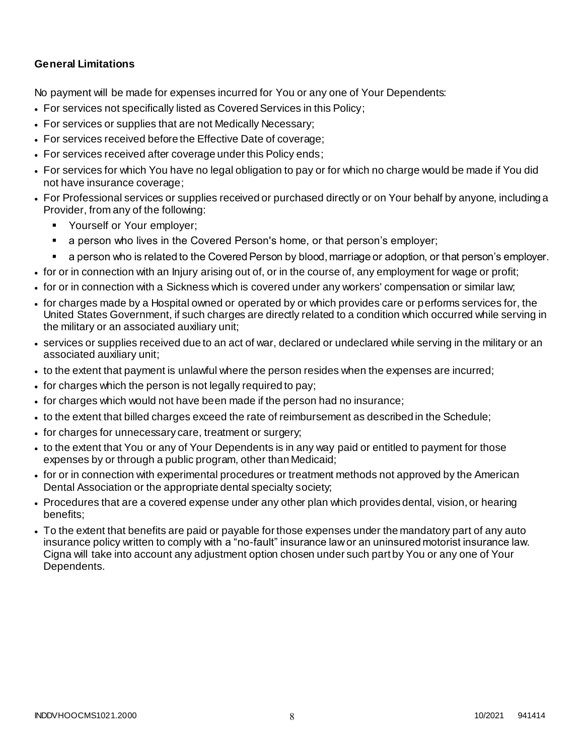**General Limitations**

No payment will be made for expenses incurred for You or any one of Your Dependents:

- For services not specifically listed as Covered Services in this Policy;
- For services or supplies that are not Medically Necessary;
- For services received before the Effective Date of coverage;
- For services received after coverage under this Policy ends;
- For services for which You have no legal obligation to pay or for which no charge would be made if You did not have insurance coverage;
- For Professional services or supplies received or purchased directly or on Your behalf by anyone, including a Provider, from any of the following:
  - Yourself or Your employer;
  - a person who lives in the Covered Person's home, or that person's employer;
  - a person who is related to the Covered Person by blood, marriage or adoption, or that person's employer.
- for or in connection with an Injury arising out of, or in the course of, any employment for wage or profit;
- for or in connection with a Sickness which is covered under any workers' compensation or similar law;
- for charges made by a Hospital owned or operated by or which provides care or performs services for, the United States Government, if such charges are directly related to a condition which occurred while serving in the military or an associated auxiliary unit;
- services or supplies received due to an act of war, declared or undeclared while serving in the military or an associated auxiliary unit;
- to the extent that payment is unlawful where the person resides when the expenses are incurred;
- for charges which the person is not legally required to pay;
- for charges which would not have been made if the person had no insurance;
- to the extent that billed charges exceed the rate of reimbursement as described in the Schedule;
- for charges for unnecessary care, treatment or surgery;
- to the extent that You or any of Your Dependents is in any way paid or entitled to payment for those expenses by or through a public program, other than Medicaid;
- for or in connection with experimental procedures or treatment methods not approved by the American Dental Association or the appropriate dental specialty society;
- Procedures that are a covered expense under any other plan which provides dental, vision, or hearing benefits;
- To the extent that benefits are paid or payable for those expenses under the mandatory part of any auto insurance policy written to comply with a "no-fault" insurance law or an uninsured motorist insurance law. Cigna will take into account any adjustment option chosen under such part by You or any one of Your Dependents.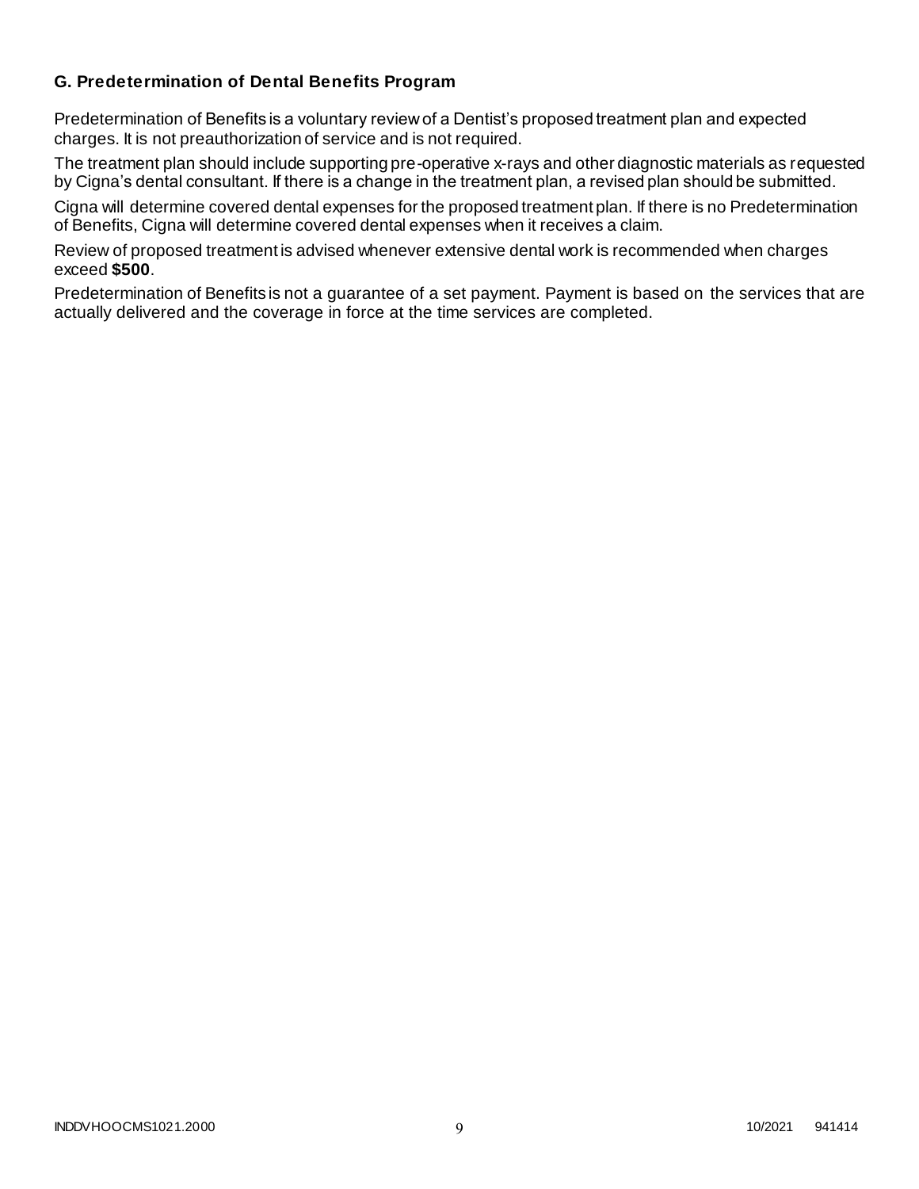### G. Predetermination of Dental Benefits Program

Predetermination of Benefits is a voluntary review of a Dentist's proposed treatment plan and expected charges. It is not preauthorization of service and is not required.

The treatment plan should include supporting pre-operative x-rays and other diagnostic materials as requested by Cigna's dental consultant. If there is a change in the treatment plan, a revised plan should be submitted.

Cigna will determine covered dental expenses for the proposed treatment plan. If there is no Predetermination of Benefits, Cigna will determine covered dental expenses when it receives a claim.

Review of proposed treatment is advised whenever extensive dental work is recommended when charges exceed **$500**.

Predetermination of Benefits is not a guarantee of a set payment. Payment is based on the services that are actually delivered and the coverage in force at the time services are completed.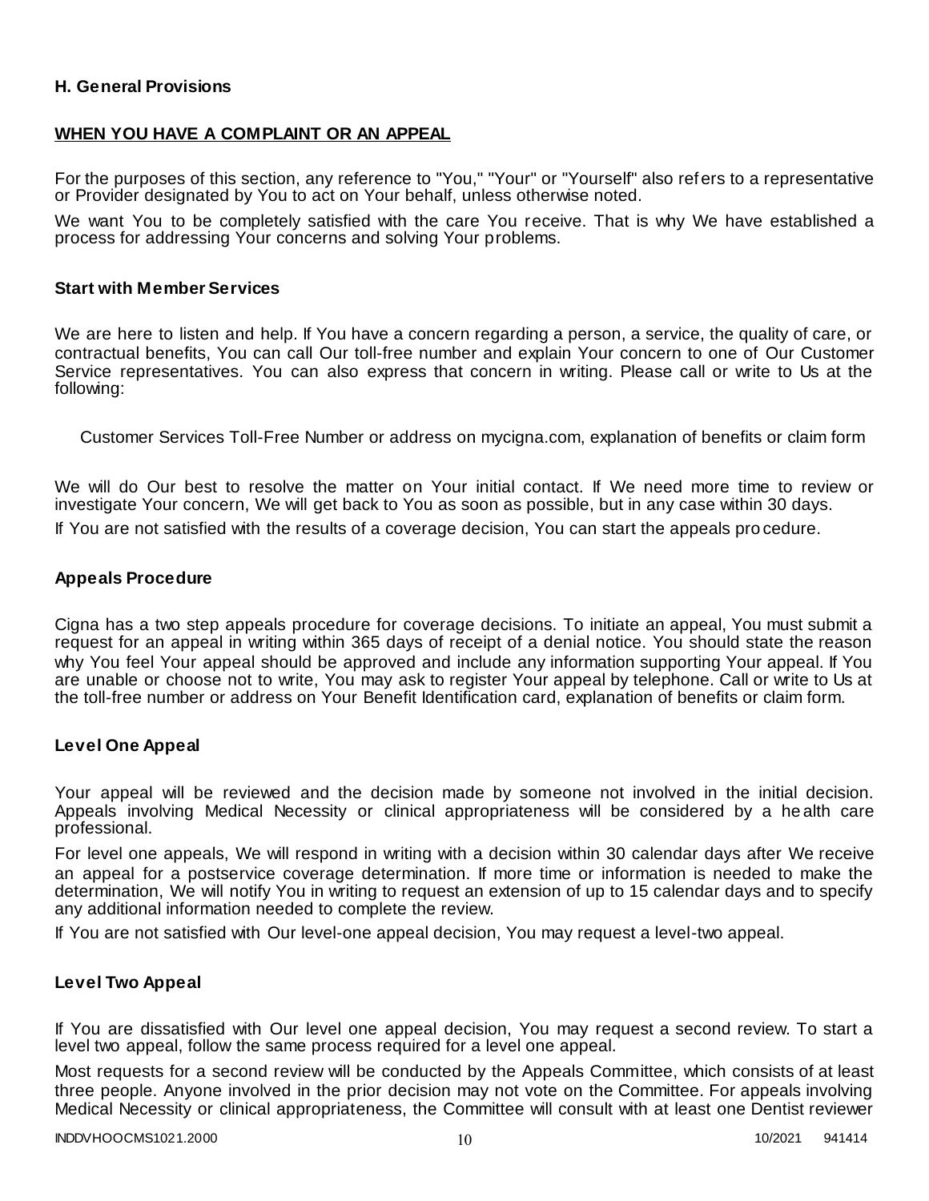### H. General Provisions

**WHEN YOU HAVE A COMPLAINT OR AN APPEAL**

For the purposes of this section, any reference to "You," "Your" or "Yourself" also refers to a representative or Provider designated by You to act on Your behalf, unless otherwise noted.

We want You to be completely satisfied with the care You receive. That is why We have established a process for addressing Your concerns and solving Your problems.

#### Start with Member Services

We are here to listen and help. If You have a concern regarding a person, a service, the quality of care, or contractual benefits, You can call Our toll-free number and explain Your concern to one of Our Customer Service representatives. You can also express that concern in writing. Please call or write to Us at the following:

Customer Services Toll-Free Number or address on mycigna.com, explanation of benefits or claim form

We will do Our best to resolve the matter on Your initial contact. If We need more time to review or investigate Your concern, We will get back to You as soon as possible, but in any case within 30 days.

If You are not satisfied with the results of a coverage decision, You can start the appeals procedure.

#### Appeals Procedure

Cigna has a two step appeals procedure for coverage decisions. To initiate an appeal, You must submit a request for an appeal in writing within 365 days of receipt of a denial notice. You should state the reason why You feel Your appeal should be approved and include any information supporting Your appeal. If You are unable or choose not to write, You may ask to register Your appeal by telephone. Call or write to Us at the toll-free number or address on Your Benefit Identification card, explanation of benefits or claim form.

#### Level One Appeal

Your appeal will be reviewed and the decision made by someone not involved in the initial decision. Appeals involving Medical Necessity or clinical appropriateness will be considered by a health care professional.

For level one appeals, We will respond in writing with a decision within 30 calendar days after We receive an appeal for a postservice coverage determination. If more time or information is needed to make the determination, We will notify You in writing to request an extension of up to 15 calendar days and to specify any additional information needed to complete the review.

If You are not satisfied with Our level-one appeal decision, You may request a level-two appeal.

#### Level Two Appeal

If You are dissatisfied with Our level one appeal decision, You may request a second review. To start a level two appeal, follow the same process required for a level one appeal.

Most requests for a second review will be conducted by the Appeals Committee, which consists of at least three people. Anyone involved in the prior decision may not vote on the Committee. For appeals involving Medical Necessity or clinical appropriateness, the Committee will consult with at least one Dentist reviewer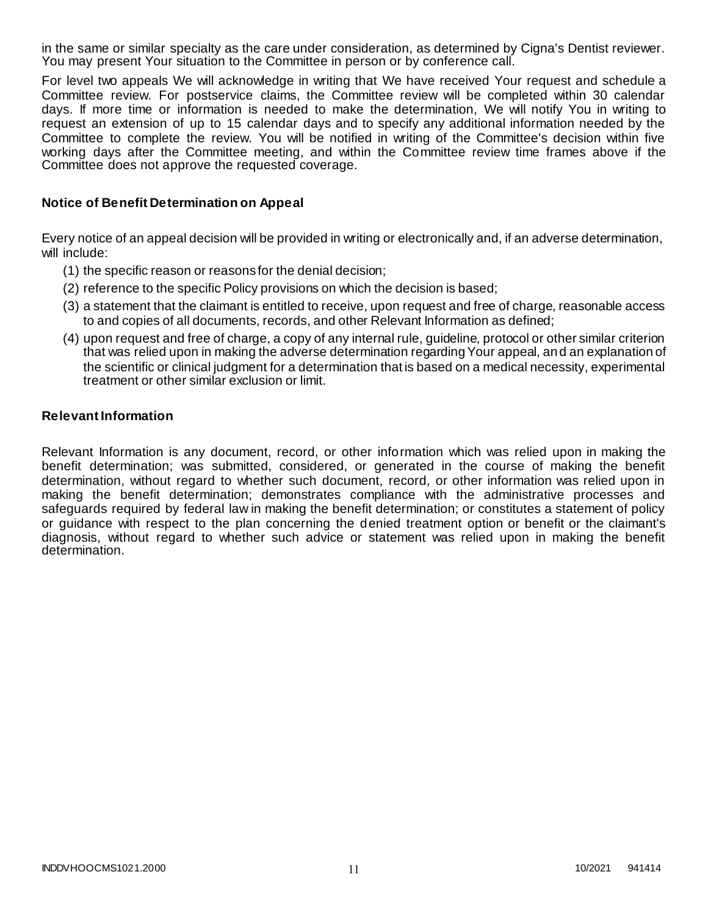in the same or similar specialty as the care under consideration, as determined by Cigna's Dentist reviewer. You may present Your situation to the Committee in person or by conference call.

For level two appeals We will acknowledge in writing that We have received Your request and schedule a Committee review. For postservice claims, the Committee review will be completed within 30 calendar days. If more time or information is needed to make the determination, We will notify You in writing to request an extension of up to 15 calendar days and to specify any additional information needed by the Committee to complete the review. You will be notified in writing of the Committee's decision within five working days after the Committee meeting, and within the Committee review time frames above if the Committee does not approve the requested coverage.

### Notice of Benefit Determination on Appeal

Every notice of an appeal decision will be provided in writing or electronically and, if an adverse determination, will include:

(1) the specific reason or reasons for the denial decision;

(2) reference to the specific Policy provisions on which the decision is based;

(3) a statement that the claimant is entitled to receive, upon request and free of charge, reasonable access to and copies of all documents, records, and other Relevant Information as defined;

(4) upon request and free of charge, a copy of any internal rule, guideline, protocol or other similar criterion that was relied upon in making the adverse determination regarding Your appeal, and an explanation of the scientific or clinical judgment for a determination that is based on a medical necessity, experimental treatment or other similar exclusion or limit.

### Relevant Information

Relevant Information is any document, record, or other information which was relied upon in making the benefit determination; was submitted, considered, or generated in the course of making the benefit determination, without regard to whether such document, record, or other information was relied upon in making the benefit determination; demonstrates compliance with the administrative processes and safeguards required by federal law in making the benefit determination; or constitutes a statement of policy or guidance with respect to the plan concerning the denied treatment option or benefit or the claimant's diagnosis, without regard to whether such advice or statement was relied upon in making the benefit determination.

INDDVHOOCMS1021.2000 10/2021 941414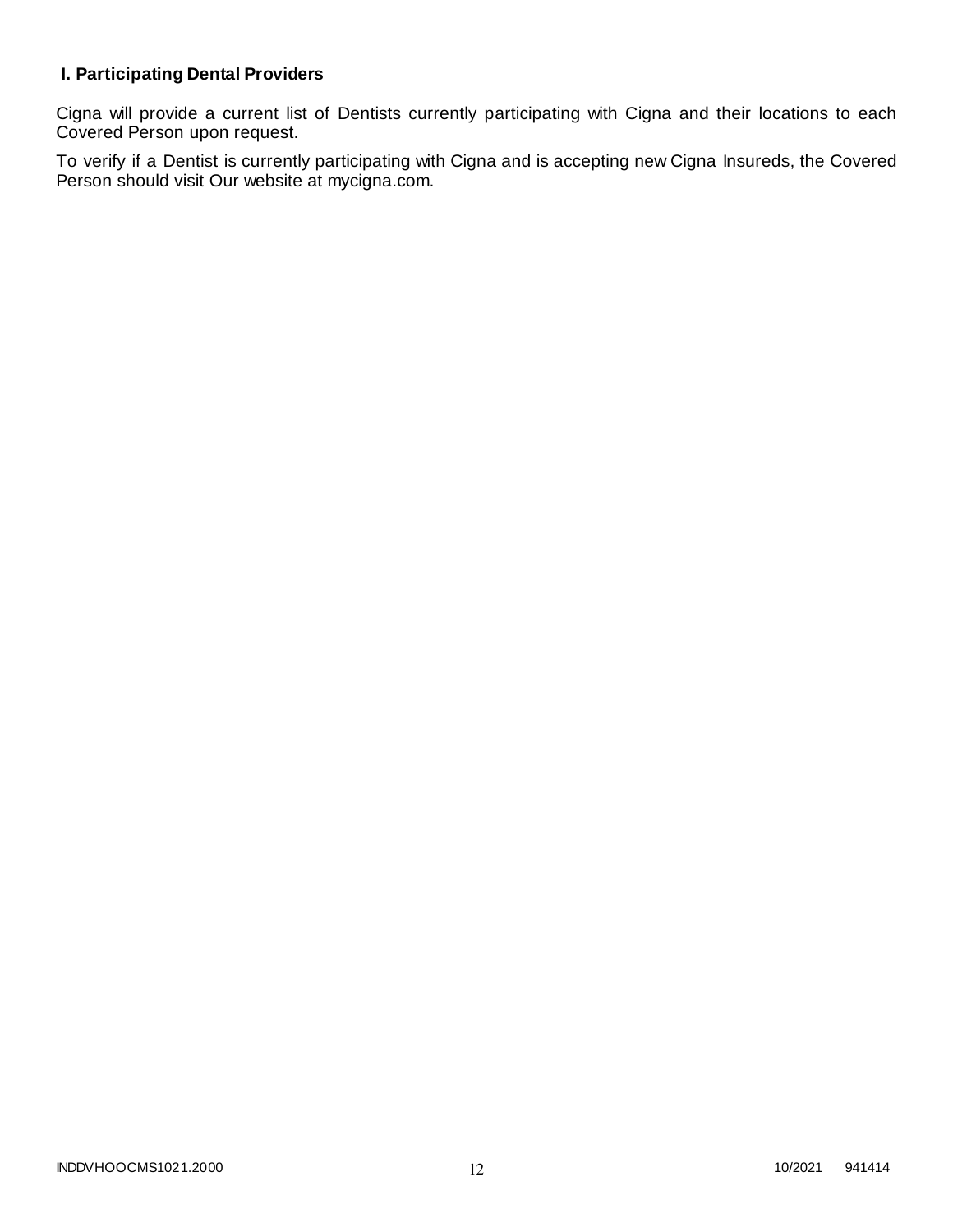## I. Participating Dental Providers

Cigna will provide a current list of Dentists currently participating with Cigna and their locations to each Covered Person upon request.

To verify if a Dentist is currently participating with Cigna and is accepting new Cigna Insureds, the Covered Person should visit Our website at mycigna.com.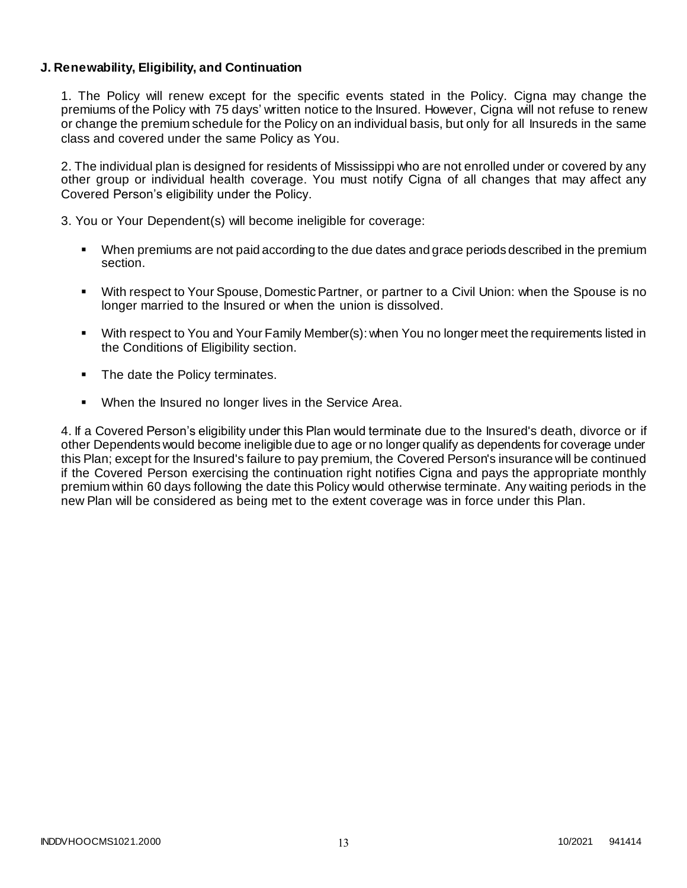**J. Renewability, Eligibility, and Continuation**

1. The Policy will renew except for the specific events stated in the Policy. Cigna may change the premiums of the Policy with 75 days' written notice to the Insured. However, Cigna will not refuse to renew or change the premium schedule for the Policy on an individual basis, but only for all Insureds in the same class and covered under the same Policy as You.

2. The individual plan is designed for residents of Mississippi who are not enrolled under or covered by any other group or individual health coverage. You must notify Cigna of all changes that may affect any Covered Person's eligibility under the Policy.

3. You or Your Dependent(s) will become ineligible for coverage:

- When premiums are not paid according to the due dates and grace periods described in the premium section.
- With respect to Your Spouse, Domestic Partner, or partner to a Civil Union: when the Spouse is no longer married to the Insured or when the union is dissolved.
- With respect to You and Your Family Member(s): when You no longer meet the requirements listed in the Conditions of Eligibility section.
- The date the Policy terminates.
- When the Insured no longer lives in the Service Area.

4. If a Covered Person's eligibility under this Plan would terminate due to the Insured's death, divorce or if other Dependents would become ineligible due to age or no longer qualify as dependents for coverage under this Plan; except for the Insured's failure to pay premium, the Covered Person's insurance will be continued if the Covered Person exercising the continuation right notifies Cigna and pays the appropriate monthly premium within 60 days following the date this Policy would otherwise terminate. Any waiting periods in the new Plan will be considered as being met to the extent coverage was in force under this Plan.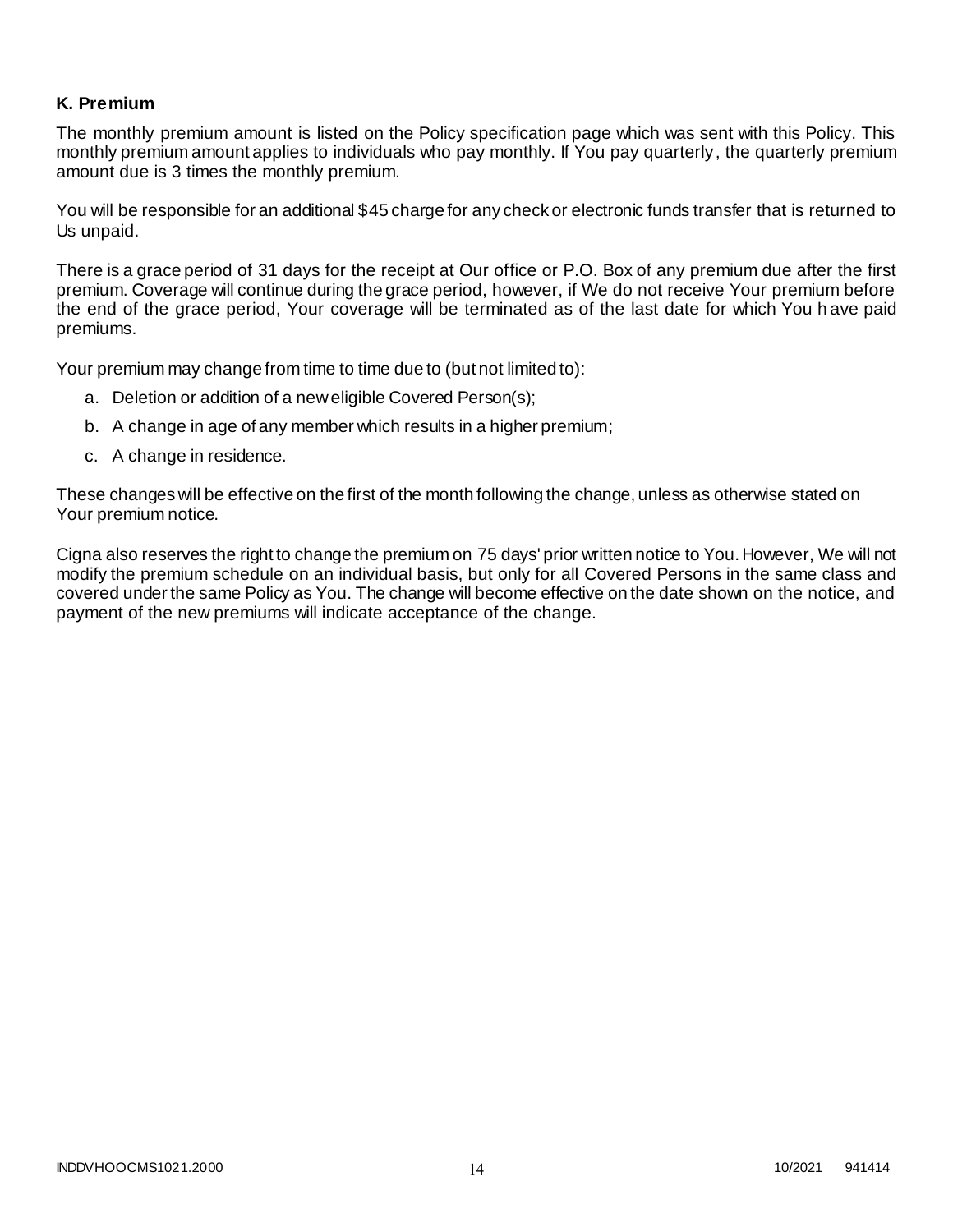**K. Premium**

The monthly premium amount is listed on the Policy specification page which was sent with this Policy. This monthly premium amount applies to individuals who pay monthly. If You pay quarterly, the quarterly premium amount due is 3 times the monthly premium.

You will be responsible for an additional $45 charge for any check or electronic funds transfer that is returned to Us unpaid.

There is a grace period of 31 days for the receipt at Our office or P.O. Box of any premium due after the first premium. Coverage will continue during the grace period, however, if We do not receive Your premium before the end of the grace period, Your coverage will be terminated as of the last date for which You have paid premiums.

Your premium may change from time to time due to (but not limited to):

a. Deletion or addition of a new eligible Covered Person(s);
b. A change in age of any member which results in a higher premium;
c. A change in residence.

These changes will be effective on the first of the month following the change, unless as otherwise stated on Your premium notice.

Cigna also reserves the right to change the premium on 75 days' prior written notice to You. However, We will not modify the premium schedule on an individual basis, but only for all Covered Persons in the same class and covered under the same Policy as You. The change will become effective on the date shown on the notice, and payment of the new premiums will indicate acceptance of the change.